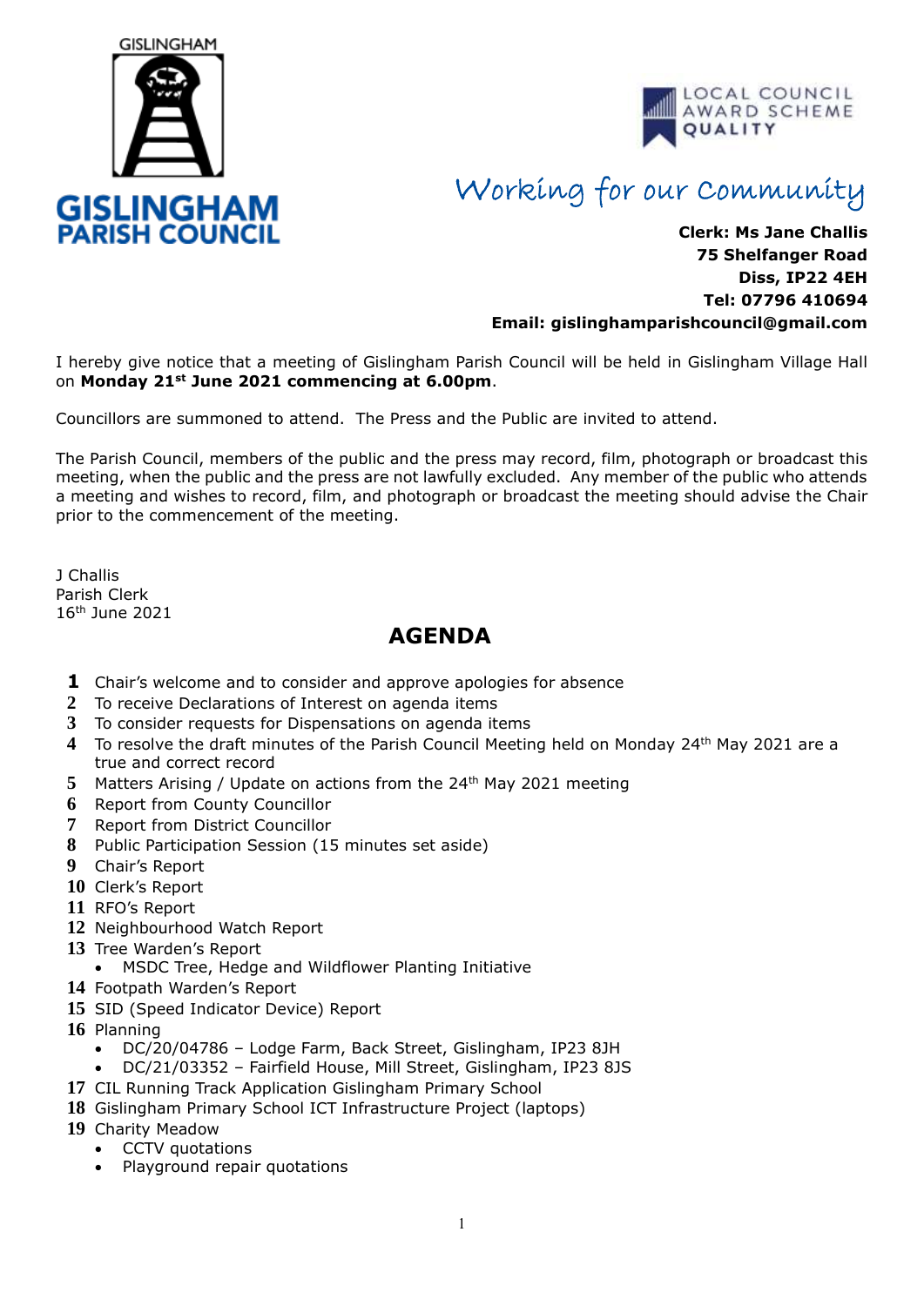GISLINGHAM

**GISLINGHAM PARISH COUNCIL**

LOCAL COUNCIL AWARD SCHEME QUALITY

*Working for our Community*

**Clerk: Ms Jane Challis**
**75 Shelfanger Road**
**Diss, IP22 4EH**
**Tel: 07796 410694**
**Email: gislinghamparishcouncil@gmail.com**

I hereby give notice that a meeting of Gislingham Parish Council will be held in Gislingham Village Hall on **Monday 21st June 2021 commencing at 6.00pm**.

Councillors are summoned to attend. The Press and the Public are invited to attend.

The Parish Council, members of the public and the press may record, film, photograph or broadcast this meeting, when the public and the press are not lawfully excluded. Any member of the public who attends a meeting and wishes to record, film, and photograph or broadcast the meeting should advise the Chair prior to the commencement of the meeting.

J Challis
Parish Clerk
16th June 2021

## AGENDA

1. Chair's welcome and to consider and approve apologies for absence
2. To receive Declarations of Interest on agenda items
3. To consider requests for Dispensations on agenda items
4. To resolve the draft minutes of the Parish Council Meeting held on Monday 24th May 2021 are a true and correct record
5. Matters Arising / Update on actions from the 24th May 2021 meeting
6. Report from County Councillor
7. Report from District Councillor
8. Public Participation Session (15 minutes set aside)
9. Chair's Report
10. Clerk's Report
11. RFO's Report
12. Neighbourhood Watch Report
13. Tree Warden's Report
    - MSDC Tree, Hedge and Wildflower Planting Initiative
14. Footpath Warden's Report
15. SID (Speed Indicator Device) Report
16. Planning
    - DC/20/04786 – Lodge Farm, Back Street, Gislingham, IP23 8JH
    - DC/21/03352 – Fairfield House, Mill Street, Gislingham, IP23 8JS
17. CIL Running Track Application Gislingham Primary School
18. Gislingham Primary School ICT Infrastructure Project (laptops)
19. Charity Meadow
    - CCTV quotations
    - Playground repair quotations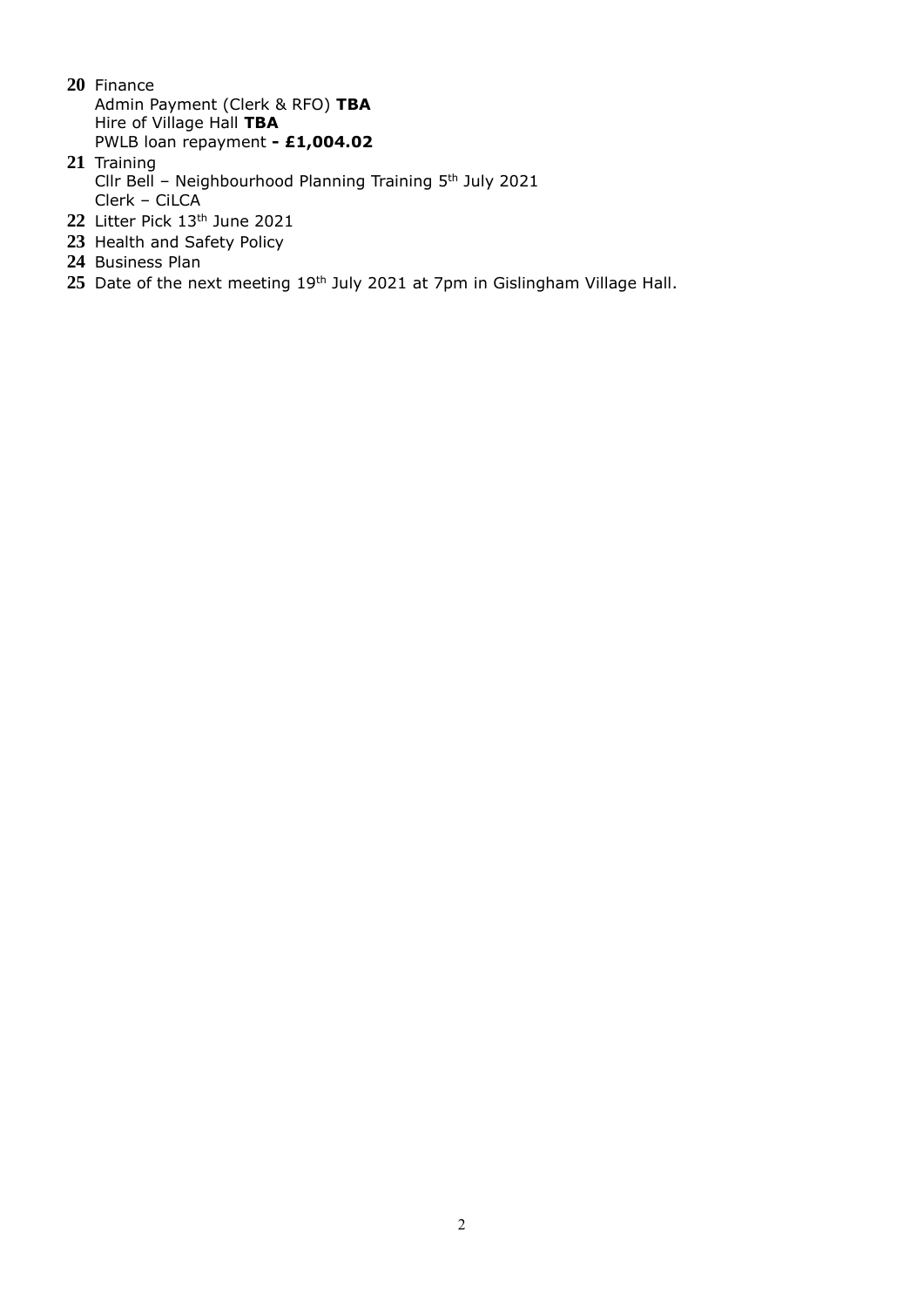**20** Finance
Admin Payment (Clerk & RFO) **TBA**
Hire of Village Hall **TBA**
PWLB loan repayment **- £1,004.02**

**21** Training
Cllr Bell – Neighbourhood Planning Training 5th July 2021
Clerk – CiLCA

**22** Litter Pick 13th June 2021

**23** Health and Safety Policy

**24** Business Plan

**25** Date of the next meeting 19th July 2021 at 7pm in Gislingham Village Hall.